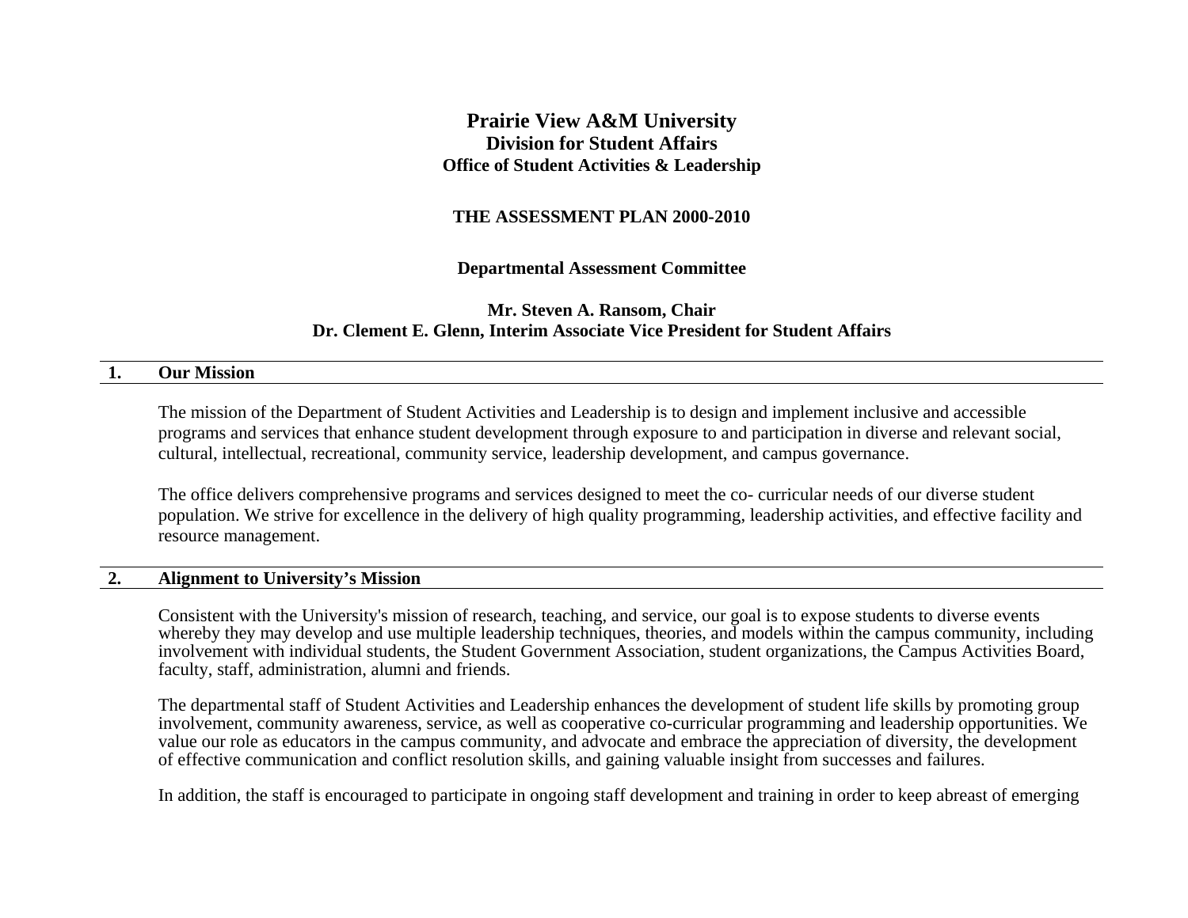# Prairie View A&M University
## Division for Student Affairs
### Office of Student Activities & Leadership

**THE ASSESSMENT PLAN 2000-2010**

**Departmental Assessment Committee**

**Mr. Steven A. Ransom, Chair**
**Dr. Clement E. Glenn, Interim Associate Vice President for Student Affairs**

## 1. Our Mission

The mission of the Department of Student Activities and Leadership is to design and implement inclusive and accessible programs and services that enhance student development through exposure to and participation in diverse and relevant social, cultural, intellectual, recreational, community service, leadership development, and campus governance.

The office delivers comprehensive programs and services designed to meet the co- curricular needs of our diverse student population. We strive for excellence in the delivery of high quality programming, leadership activities, and effective facility and resource management.

## 2. Alignment to University's Mission

Consistent with the University's mission of research, teaching, and service, our goal is to expose students to diverse events whereby they may develop and use multiple leadership techniques, theories, and models within the campus community, including involvement with individual students, the Student Government Association, student organizations, the Campus Activities Board, faculty, staff, administration, alumni and friends.

The departmental staff of Student Activities and Leadership enhances the development of student life skills by promoting group involvement, community awareness, service, as well as cooperative co-curricular programming and leadership opportunities. We value our role as educators in the campus community, and advocate and embrace the appreciation of diversity, the development of effective communication and conflict resolution skills, and gaining valuable insight from successes and failures.

In addition, the staff is encouraged to participate in ongoing staff development and training in order to keep abreast of emerging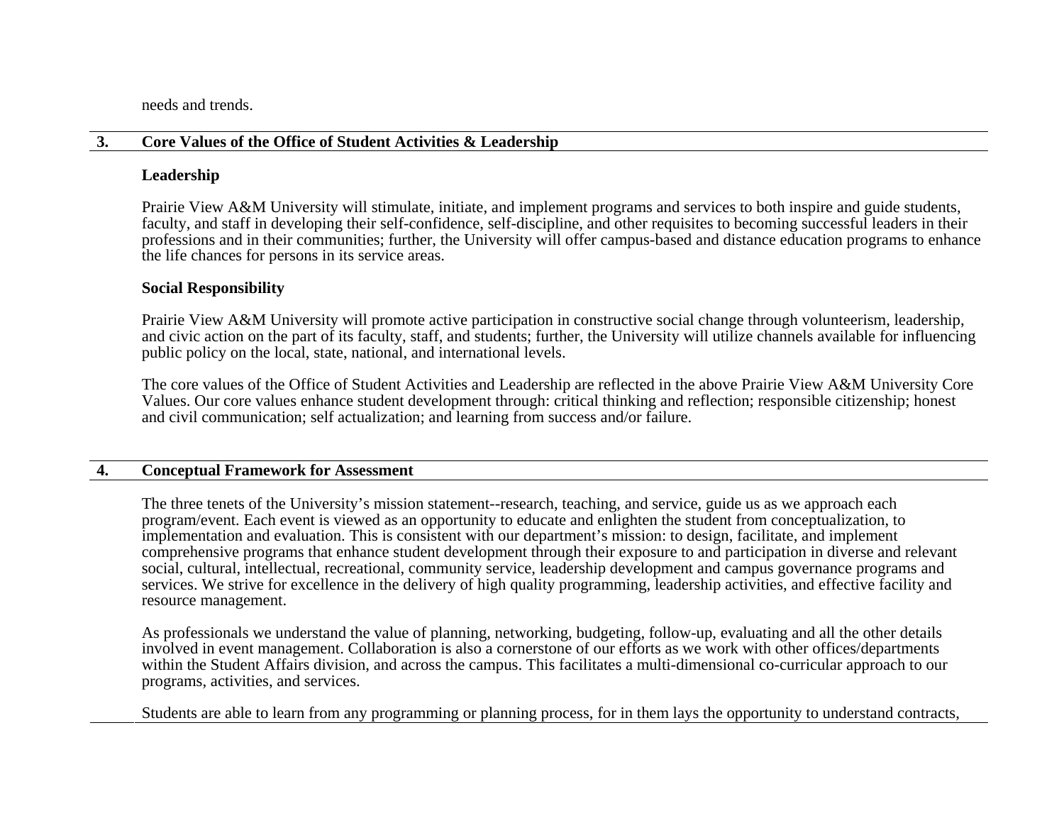needs and trends.

## 3. Core Values of the Office of Student Activities & Leadership

**Leadership**

Prairie View A&M University will stimulate, initiate, and implement programs and services to both inspire and guide students, faculty, and staff in developing their self-confidence, self-discipline, and other requisites to becoming successful leaders in their professions and in their communities; further, the University will offer campus-based and distance education programs to enhance the life chances for persons in its service areas.

**Social Responsibility**

Prairie View A&M University will promote active participation in constructive social change through volunteerism, leadership, and civic action on the part of its faculty, staff, and students; further, the University will utilize channels available for influencing public policy on the local, state, national, and international levels.

The core values of the Office of Student Activities and Leadership are reflected in the above Prairie View A&M University Core Values. Our core values enhance student development through: critical thinking and reflection; responsible citizenship; honest and civil communication; self actualization; and learning from success and/or failure.

## 4. Conceptual Framework for Assessment

The three tenets of the University's mission statement--research, teaching, and service, guide us as we approach each program/event. Each event is viewed as an opportunity to educate and enlighten the student from conceptualization, to implementation and evaluation. This is consistent with our department's mission: to design, facilitate, and implement comprehensive programs that enhance student development through their exposure to and participation in diverse and relevant social, cultural, intellectual, recreational, community service, leadership development and campus governance programs and services. We strive for excellence in the delivery of high quality programming, leadership activities, and effective facility and resource management.

As professionals we understand the value of planning, networking, budgeting, follow-up, evaluating and all the other details involved in event management. Collaboration is also a cornerstone of our efforts as we work with other offices/departments within the Student Affairs division, and across the campus. This facilitates a multi-dimensional co-curricular approach to our programs, activities, and services.

Students are able to learn from any programming or planning process, for in them lays the opportunity to understand contracts,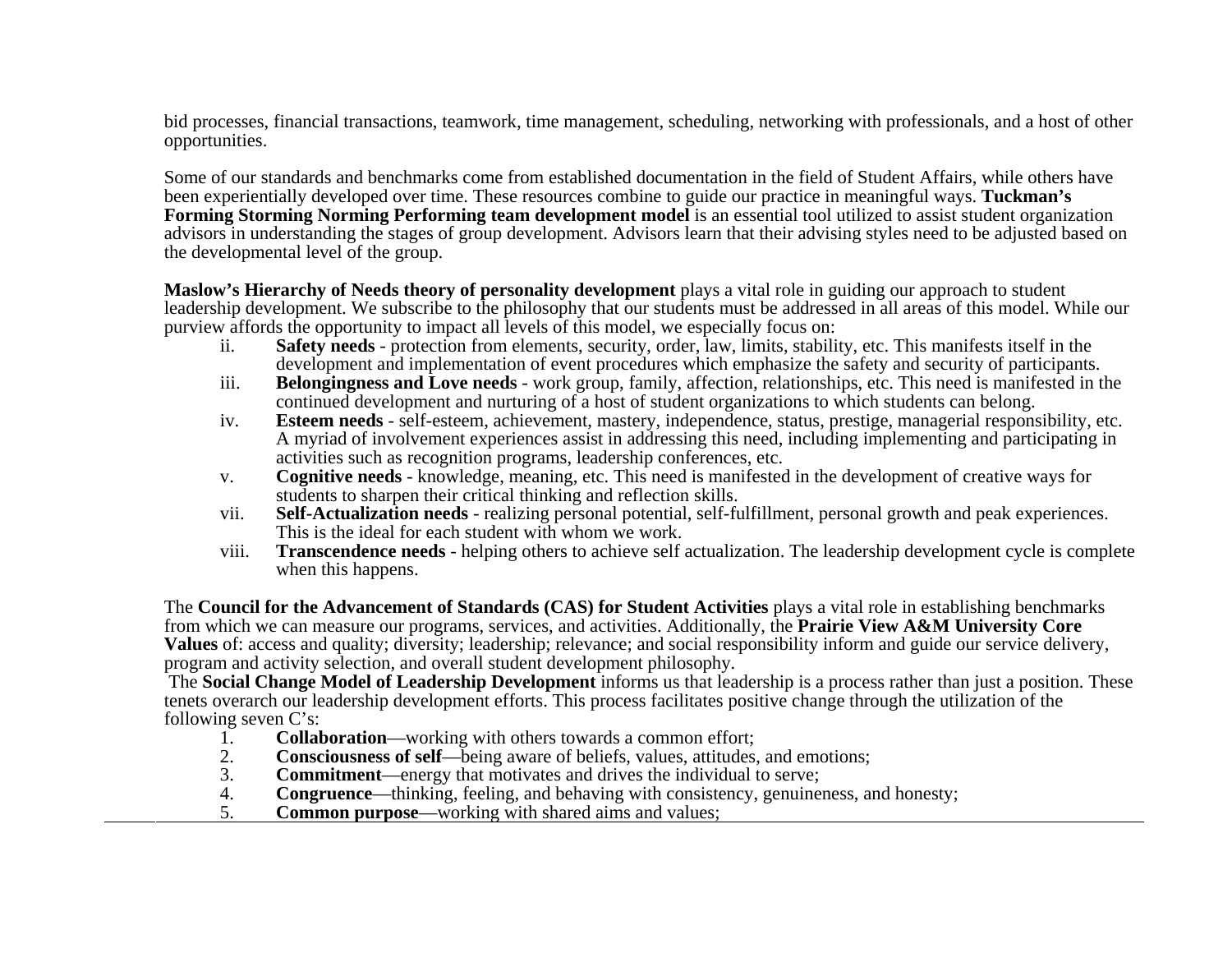bid processes, financial transactions, teamwork, time management, scheduling, networking with professionals, and a host of other opportunities.

Some of our standards and benchmarks come from established documentation in the field of Student Affairs, while others have been experientially developed over time. These resources combine to guide our practice in meaningful ways. **Tuckman's Forming Storming Norming Performing team development model** is an essential tool utilized to assist student organization advisors in understanding the stages of group development. Advisors learn that their advising styles need to be adjusted based on the developmental level of the group.

**Maslow's Hierarchy of Needs theory of personality development** plays a vital role in guiding our approach to student leadership development. We subscribe to the philosophy that our students must be addressed in all areas of this model. While our purview affords the opportunity to impact all levels of this model, we especially focus on:

- ii. **Safety needs** - protection from elements, security, order, law, limits, stability, etc. This manifests itself in the development and implementation of event procedures which emphasize the safety and security of participants.
- iii. **Belongingness and Love needs** - work group, family, affection, relationships, etc. This need is manifested in the continued development and nurturing of a host of student organizations to which students can belong.
- iv. **Esteem needs** - self-esteem, achievement, mastery, independence, status, prestige, managerial responsibility, etc. A myriad of involvement experiences assist in addressing this need, including implementing and participating in activities such as recognition programs, leadership conferences, etc.
- v. **Cognitive needs** - knowledge, meaning, etc. This need is manifested in the development of creative ways for students to sharpen their critical thinking and reflection skills.
- vii. **Self-Actualization needs** - realizing personal potential, self-fulfillment, personal growth and peak experiences. This is the ideal for each student with whom we work.
- viii. **Transcendence needs** - helping others to achieve self actualization. The leadership development cycle is complete when this happens.

The **Council for the Advancement of Standards (CAS) for Student Activities** plays a vital role in establishing benchmarks from which we can measure our programs, services, and activities. Additionally, the **Prairie View A&M University Core Values** of: access and quality; diversity; leadership; relevance; and social responsibility inform and guide our service delivery, program and activity selection, and overall student development philosophy.

The **Social Change Model of Leadership Development** informs us that leadership is a process rather than just a position. These tenets overarch our leadership development efforts. This process facilitates positive change through the utilization of the following seven C's:

1. **Collaboration**—working with others towards a common effort;
2. **Consciousness of self**—being aware of beliefs, values, attitudes, and emotions;
3. **Commitment**—energy that motivates and drives the individual to serve;
4. **Congruence**—thinking, feeling, and behaving with consistency, genuineness, and honesty;
5. **Common purpose**—working with shared aims and values;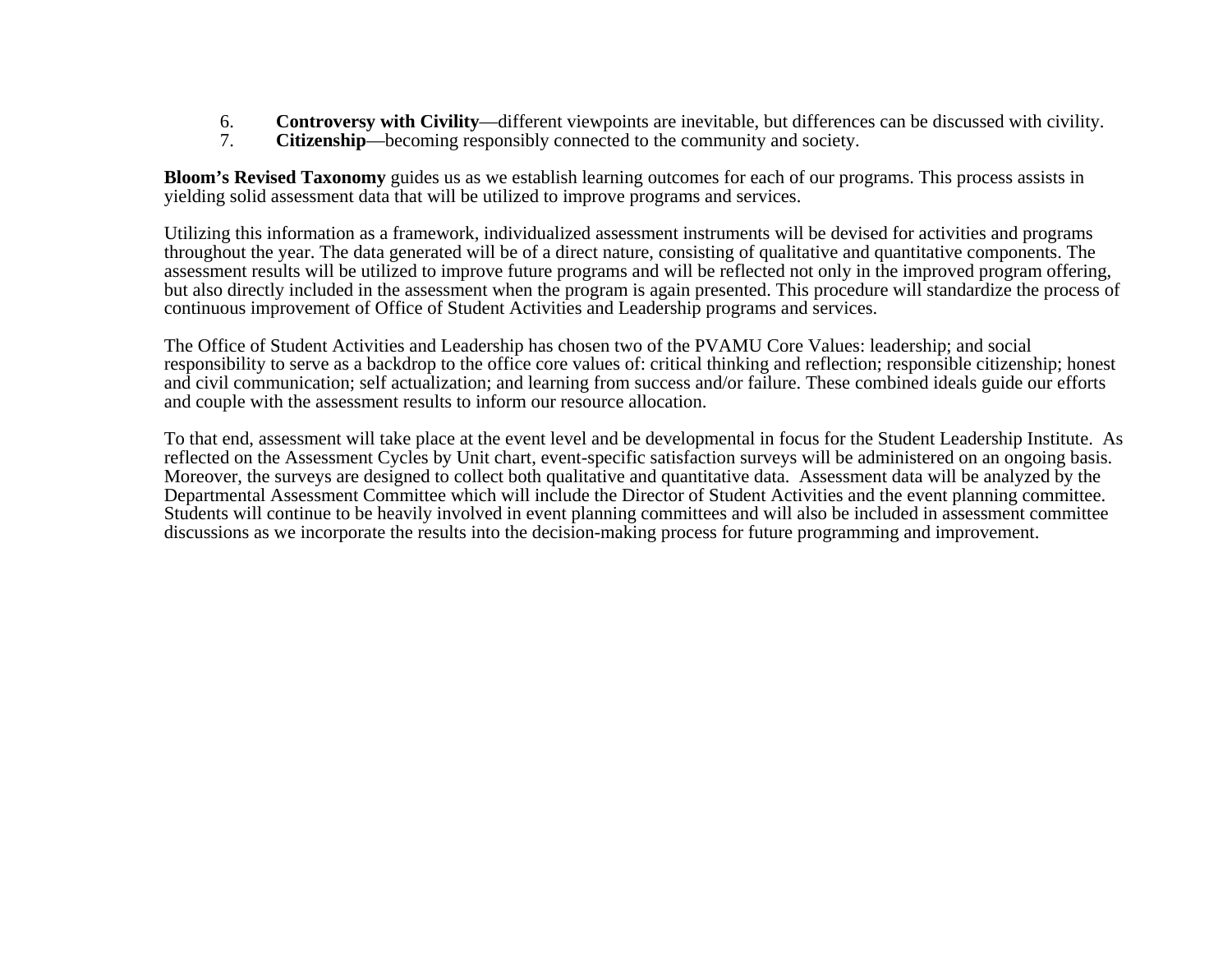6. **Controversy with Civility**—different viewpoints are inevitable, but differences can be discussed with civility.
7. **Citizenship**—becoming responsibly connected to the community and society.

**Bloom's Revised Taxonomy** guides us as we establish learning outcomes for each of our programs. This process assists in yielding solid assessment data that will be utilized to improve programs and services.

Utilizing this information as a framework, individualized assessment instruments will be devised for activities and programs throughout the year. The data generated will be of a direct nature, consisting of qualitative and quantitative components. The assessment results will be utilized to improve future programs and will be reflected not only in the improved program offering, but also directly included in the assessment when the program is again presented. This procedure will standardize the process of continuous improvement of Office of Student Activities and Leadership programs and services.

The Office of Student Activities and Leadership has chosen two of the PVAMU Core Values: leadership; and social responsibility to serve as a backdrop to the office core values of: critical thinking and reflection; responsible citizenship; honest and civil communication; self actualization; and learning from success and/or failure. These combined ideals guide our efforts and couple with the assessment results to inform our resource allocation.

To that end, assessment will take place at the event level and be developmental in focus for the Student Leadership Institute. As reflected on the Assessment Cycles by Unit chart, event-specific satisfaction surveys will be administered on an ongoing basis. Moreover, the surveys are designed to collect both qualitative and quantitative data. Assessment data will be analyzed by the Departmental Assessment Committee which will include the Director of Student Activities and the event planning committee. Students will continue to be heavily involved in event planning committees and will also be included in assessment committee discussions as we incorporate the results into the decision-making process for future programming and improvement.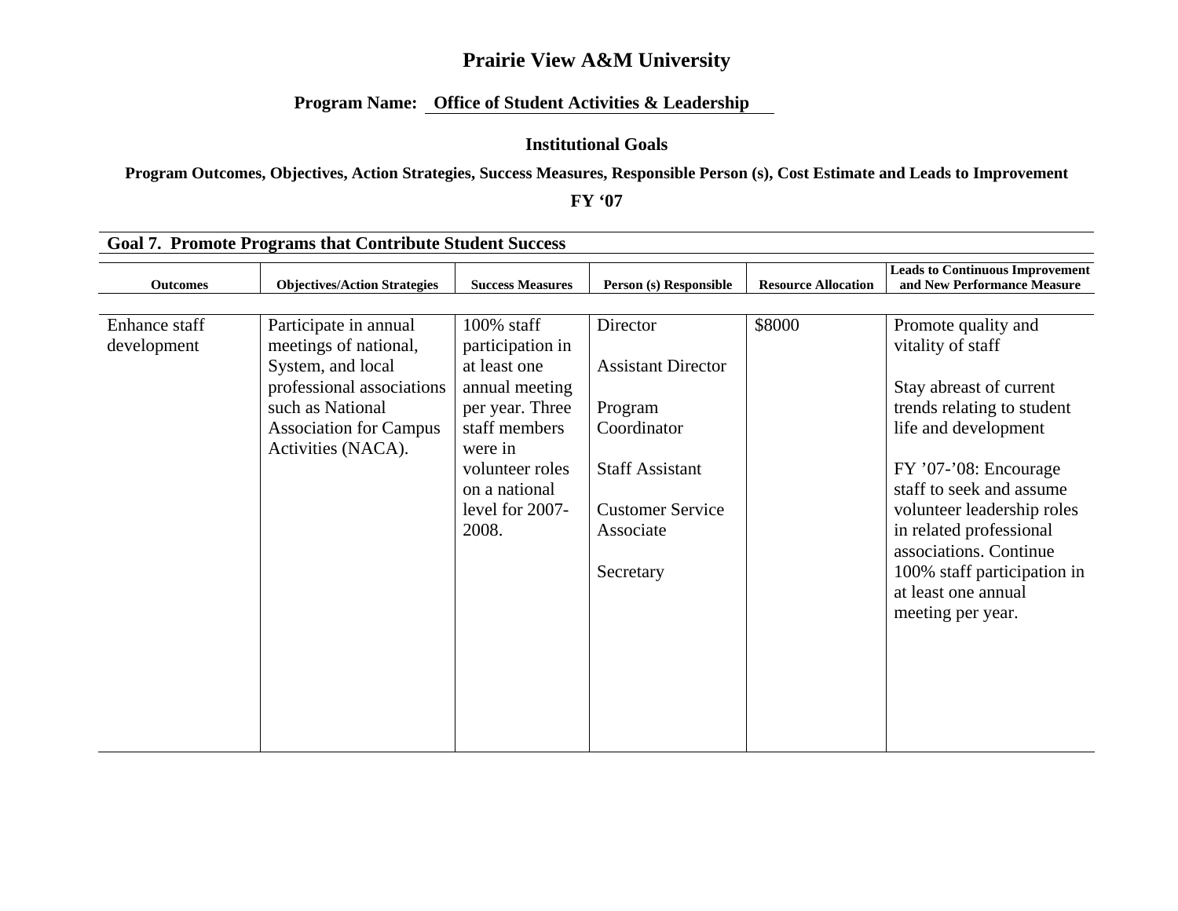# Prairie View A&M University

**Program Name: Office of Student Activities & Leadership**

**Institutional Goals**

**Program Outcomes, Objectives, Action Strategies, Success Measures, Responsible Person (s), Cost Estimate and Leads to Improvement**

**FY '07**

**Goal 7. Promote Programs that Contribute Student Success**

| Outcomes | Objectives/Action Strategies | Success Measures | Person (s) Responsible | Resource Allocation | Leads to Continuous Improvement and New Performance Measure |
|---|---|---|---|---|---|
| Enhance staff development | Participate in annual meetings of national, System, and local professional associations such as National Association for Campus Activities (NACA). | 100% staff participation in at least one annual meeting per year. Three staff members were in volunteer roles on a national level for 2007-2008. | Director<br><br>Assistant Director<br><br>Program Coordinator<br><br>Staff Assistant<br><br>Customer Service Associate<br><br>Secretary | $8000 | Promote quality and vitality of staff<br><br>Stay abreast of current trends relating to student life and development<br><br>FY '07-'08: Encourage staff to seek and assume volunteer leadership roles in related professional associations. Continue 100% staff participation in at least one annual meeting per year. |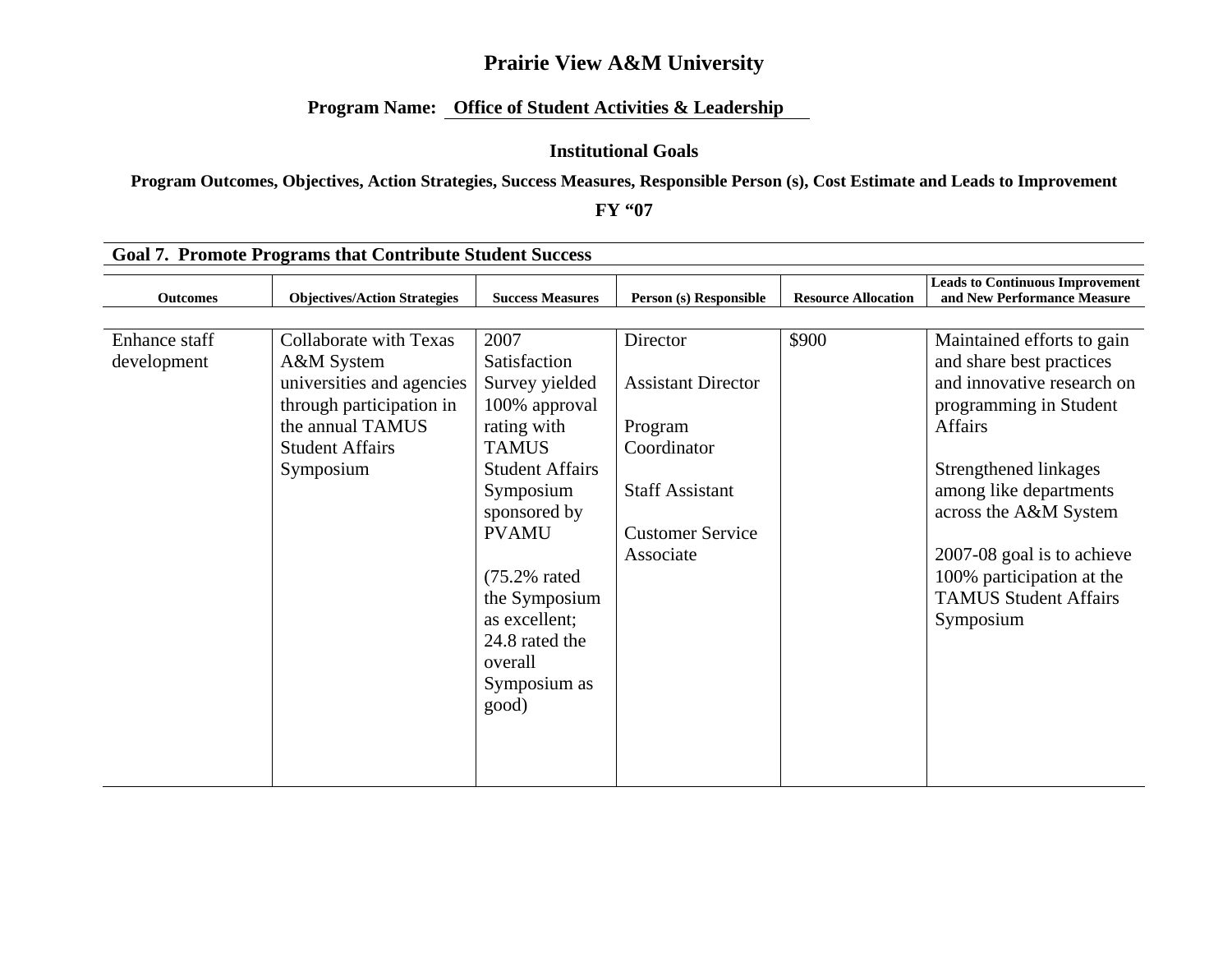# Prairie View A&M University

**Program Name: Office of Student Activities & Leadership**

**Institutional Goals**

**Program Outcomes, Objectives, Action Strategies, Success Measures, Responsible Person (s), Cost Estimate and Leads to Improvement**

**FY "07**

**Goal 7. Promote Programs that Contribute Student Success**

| Outcomes | Objectives/Action Strategies | Success Measures | Person (s) Responsible | Resource Allocation | Leads to Continuous Improvement and New Performance Measure |
|---|---|---|---|---|---|
| Enhance staff development | Collaborate with Texas A&M System universities and agencies through participation in the annual TAMUS Student Affairs Symposium | 2007 Satisfaction Survey yielded 100% approval rating with TAMUS Student Affairs Symposium sponsored by PVAMU<br><br>(75.2% rated the Symposium as excellent; 24.8 rated the overall Symposium as good) | Director<br><br>Assistant Director<br><br>Program Coordinator<br><br>Staff Assistant<br><br>Customer Service Associate | $900 | Maintained efforts to gain and share best practices and innovative research on programming in Student Affairs<br><br>Strengthened linkages among like departments across the A&M System<br><br>2007-08 goal is to achieve 100% participation at the TAMUS Student Affairs Symposium |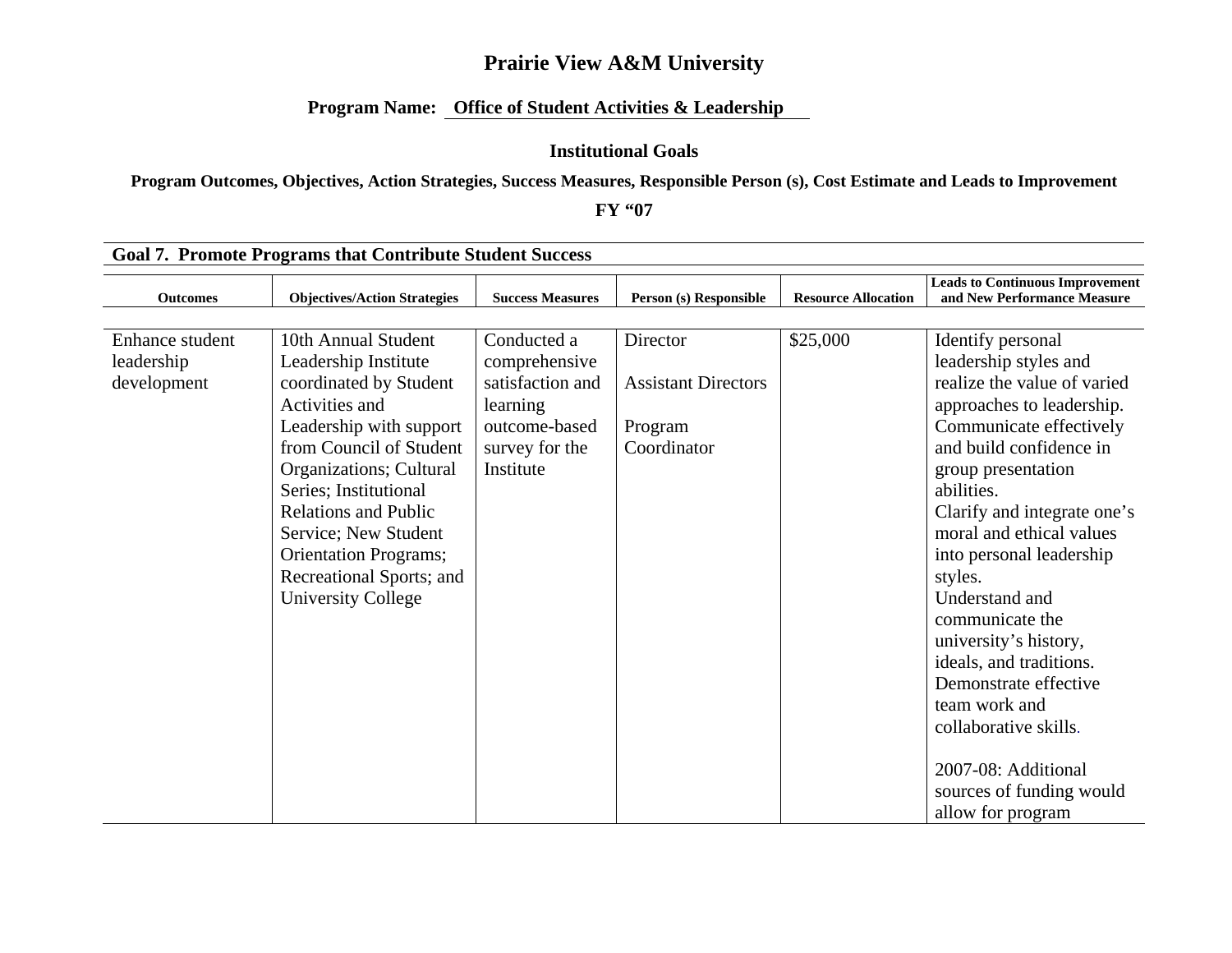# Prairie View A&M University

**Program Name: Office of Student Activities & Leadership**

**Institutional Goals**

**Program Outcomes, Objectives, Action Strategies, Success Measures, Responsible Person (s), Cost Estimate and Leads to Improvement**

**FY "07**

**Goal 7. Promote Programs that Contribute Student Success**

| Outcomes | Objectives/Action Strategies | Success Measures | Person (s) Responsible | Resource Allocation | Leads to Continuous Improvement and New Performance Measure |
|---|---|---|---|---|---|
| Enhance student leadership development | 10th Annual Student Leadership Institute coordinated by Student Activities and Leadership with support from Council of Student Organizations; Cultural Series; Institutional Relations and Public Service; New Student Orientation Programs; Recreational Sports; and University College | Conducted a comprehensive satisfaction and learning outcome-based survey for the Institute | Director<br><br>Assistant Directors<br><br>Program Coordinator | $25,000 | Identify personal leadership styles and realize the value of varied approaches to leadership.<br>Communicate effectively and build confidence in group presentation abilities.<br>Clarify and integrate one's moral and ethical values into personal leadership styles.<br>Understand and communicate the university's history, ideals, and traditions.<br>Demonstrate effective team work and collaborative skills.<br><br>2007-08: Additional sources of funding would allow for program |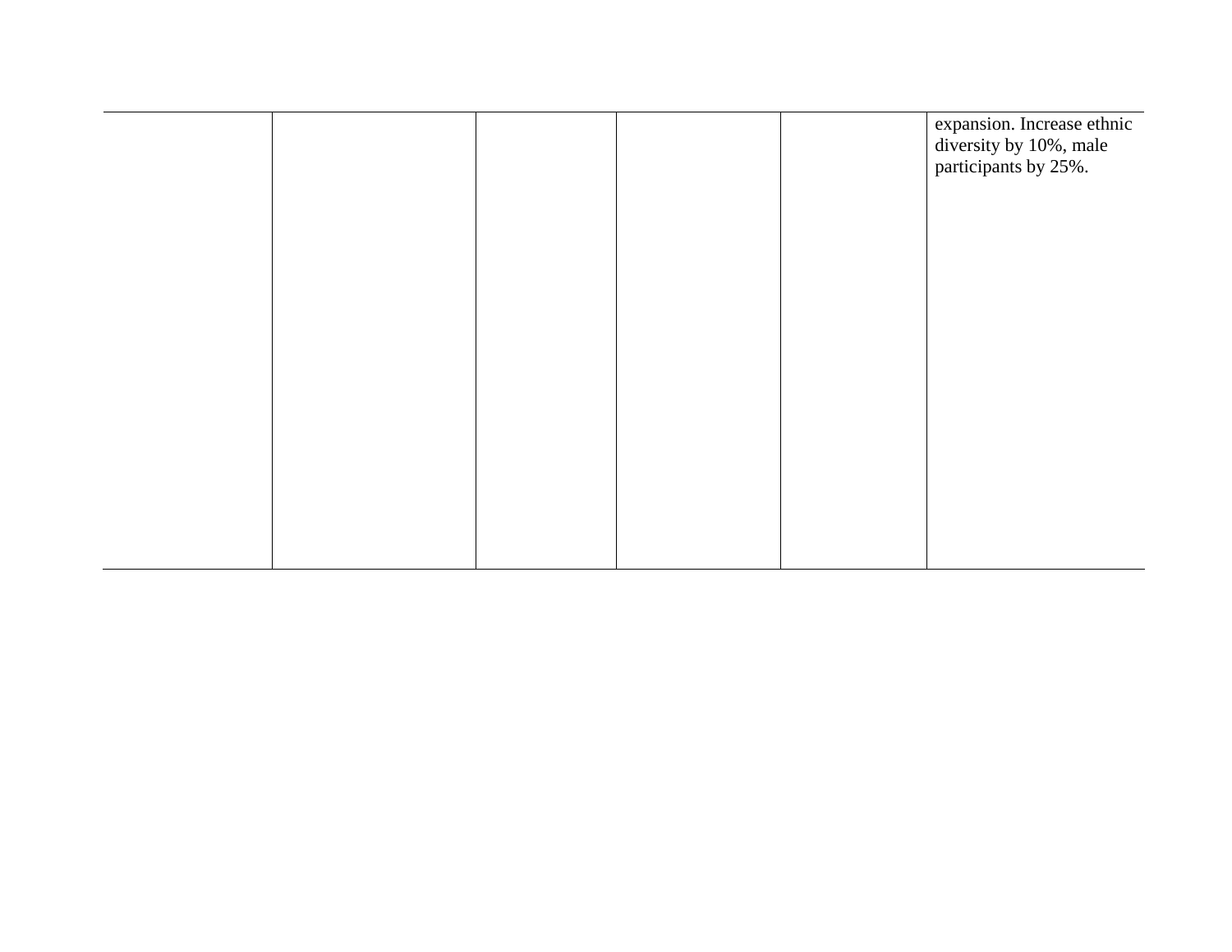| | | | | | |
|---|---|---|---|---|---|
| | | | | | expansion. Increase ethnic diversity by 10%, male participants by 25%. |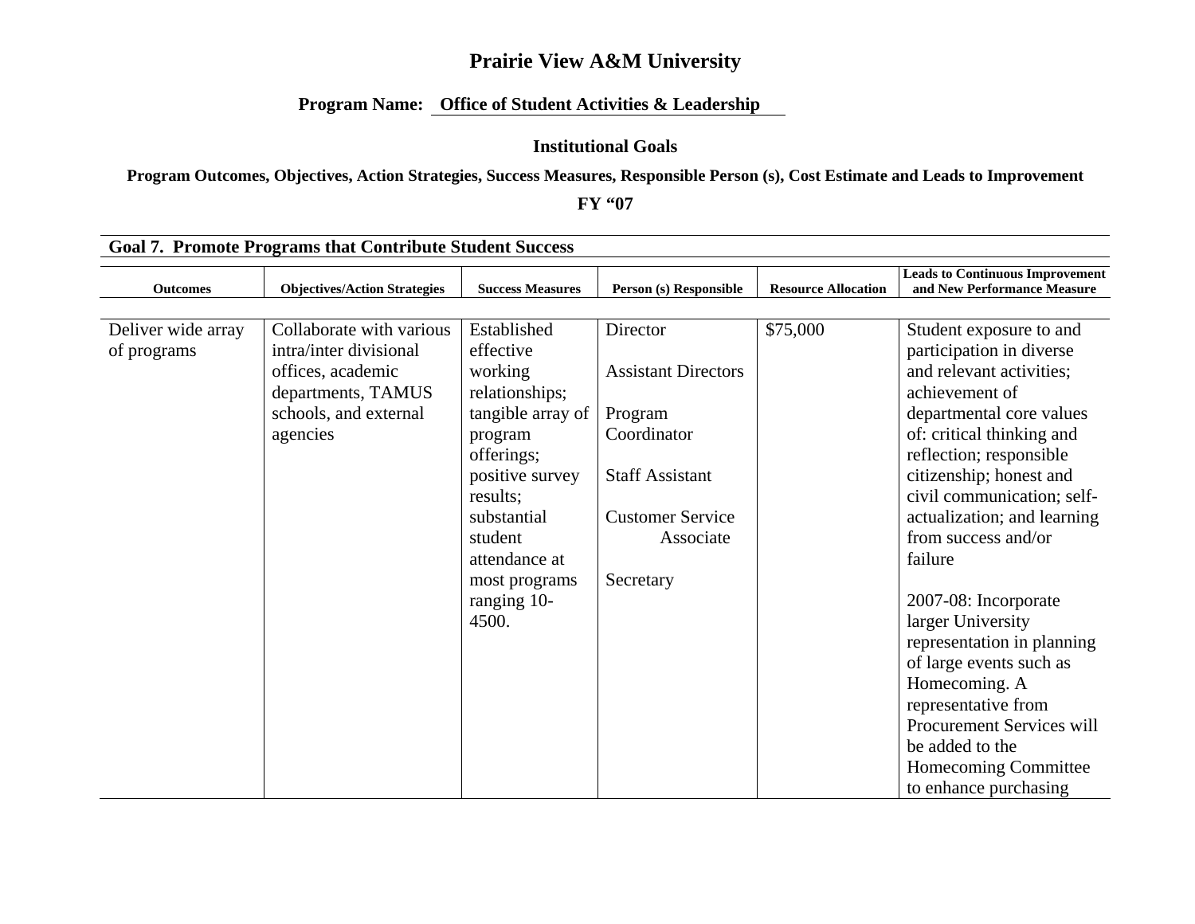# Prairie View A&M University

**Program Name: Office of Student Activities & Leadership**

**Institutional Goals**

**Program Outcomes, Objectives, Action Strategies, Success Measures, Responsible Person (s), Cost Estimate and Leads to Improvement**

**FY "07**

**Goal 7. Promote Programs that Contribute Student Success**

| Outcomes | Objectives/Action Strategies | Success Measures | Person (s) Responsible | Resource Allocation | Leads to Continuous Improvement and New Performance Measure |
|---|---|---|---|---|---|
| Deliver wide array of programs | Collaborate with various intra/inter divisional offices, academic departments, TAMUS schools, and external agencies | Established effective working relationships; tangible array of program offerings; positive survey results; substantial student attendance at most programs ranging 10-4500. | Director<br><br>Assistant Directors<br><br>Program Coordinator<br><br>Staff Assistant<br><br>Customer Service Associate<br><br>Secretary | $75,000 | Student exposure to and participation in diverse and relevant activities; achievement of departmental core values of: critical thinking and reflection; responsible citizenship; honest and civil communication; self-actualization; and learning from success and/or failure<br><br>2007-08: Incorporate larger University representation in planning of large events such as Homecoming. A representative from Procurement Services will be added to the Homecoming Committee to enhance purchasing |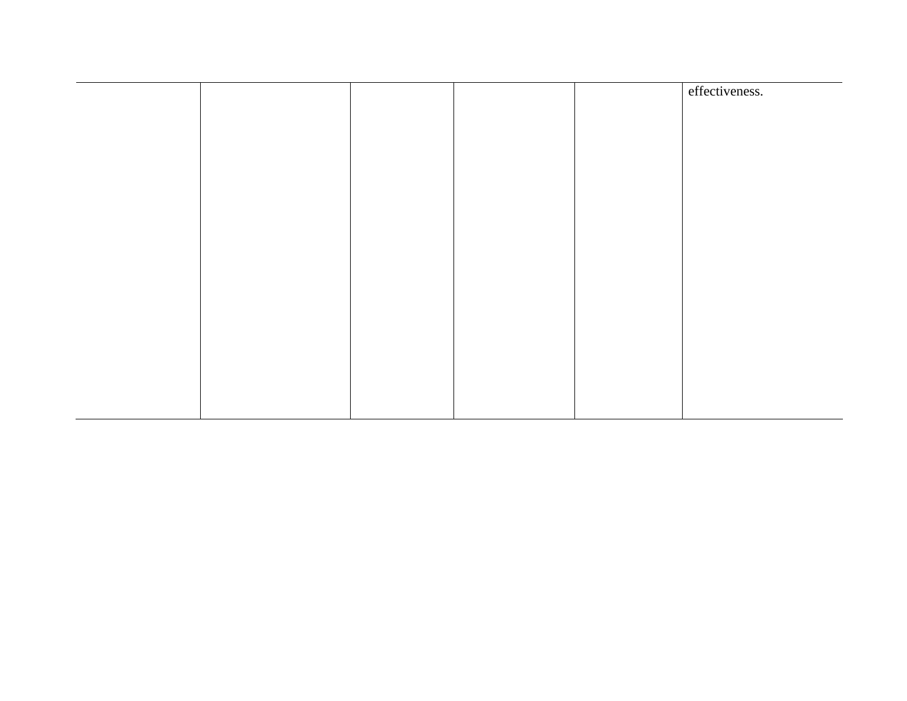|  |  |  |  |  | effectiveness. |
|---|---|---|---|---|---|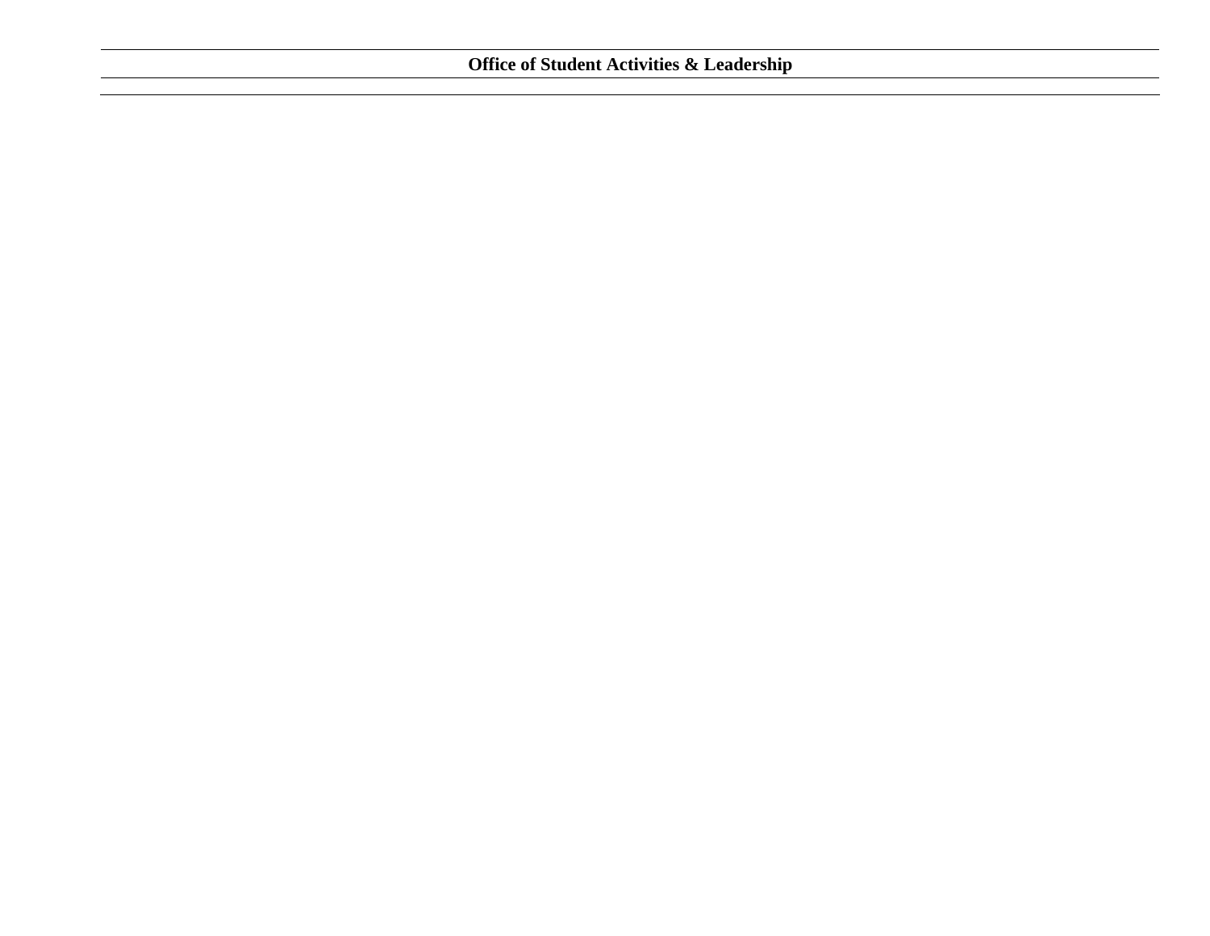**Office of Student Activities & Leadership**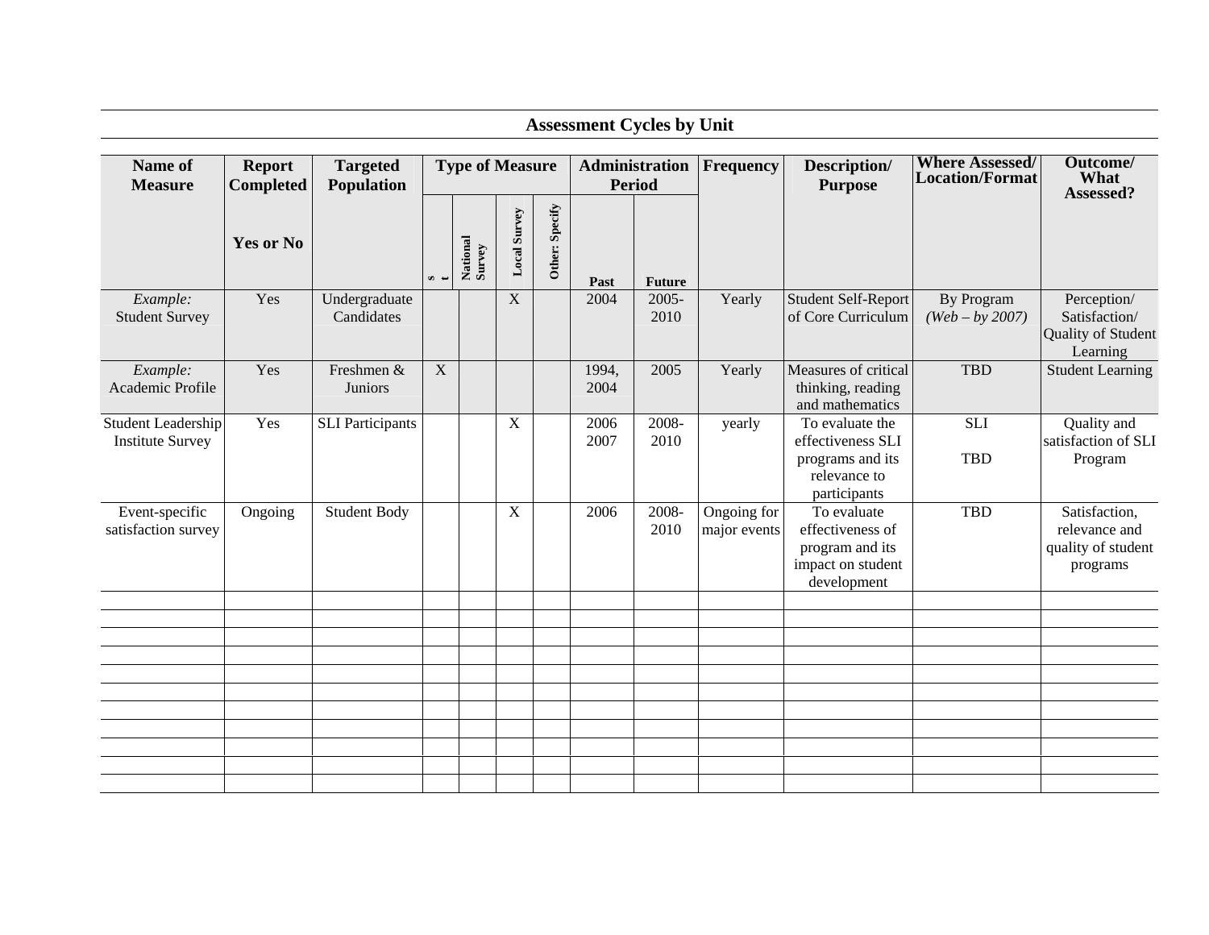## Assessment Cycles by Unit

| Name of Measure | Report Completed | Targeted Population | Type of Measure | | | | Administration Period | | Frequency | Description/ Purpose | Where Assessed/ Location/Format | Outcome/ What Assessed? |
|---|---|---|---|---|---|---|---|---|---|---|---|---|
| | Yes or No | | s t | National Survey | Local Survey | Other: Specify | Past | Future | | | | |
| *Example:* Student Survey | Yes | Undergraduate Candidates | | | X | | 2004 | 2005-2010 | Yearly | Student Self-Report of Core Curriculum | By Program *(Web – by 2007)* | Perception/ Satisfaction/ Quality of Student Learning |
| *Example:* Academic Profile | Yes | Freshmen & Juniors | X | | | | 1994, 2004 | 2005 | Yearly | Measures of critical thinking, reading and mathematics | TBD | Student Learning |
| Student Leadership Institute Survey | Yes | SLI Participants | | | X | | 2006 2007 | 2008-2010 | yearly | To evaluate the effectiveness SLI programs and its relevance to participants | SLI TBD | Quality and satisfaction of SLI Program |
| Event-specific satisfaction survey | Ongoing | Student Body | | | X | | 2006 | 2008-2010 | Ongoing for major events | To evaluate effectiveness of program and its impact on student development | TBD | Satisfaction, relevance and quality of student programs |
| | | | | | | | | | | | | |
| | | | | | | | | | | | | |
| | | | | | | | | | | | | |
| | | | | | | | | | | | | |
| | | | | | | | | | | | | |
| | | | | | | | | | | | | |
| | | | | | | | | | | | | |
| | | | | | | | | | | | | |
| | | | | | | | | | | | | |
| | | | | | | | | | | | | |
| | | | | | | | | | | | | |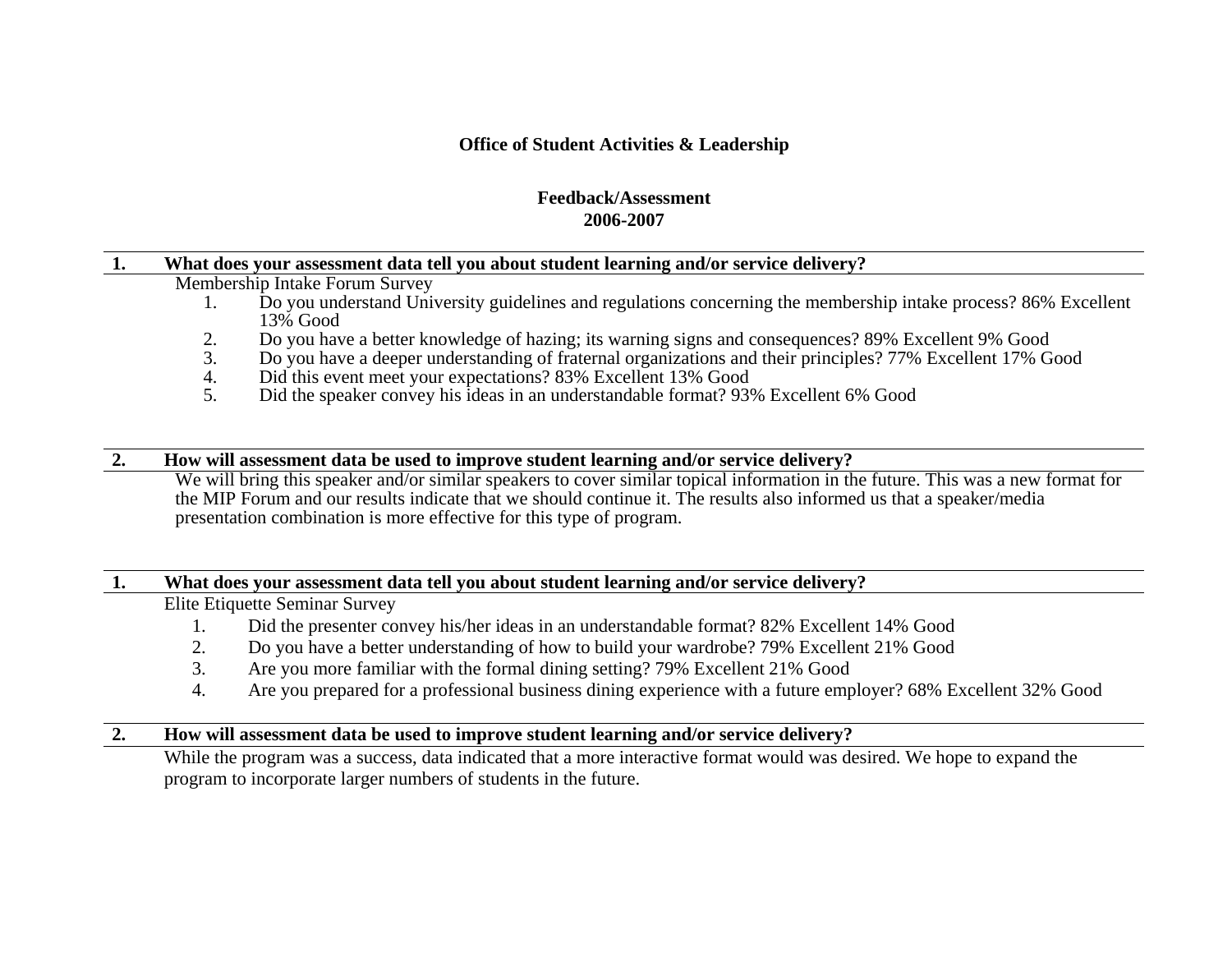**Office of Student Activities & Leadership**

**Feedback/Assessment**
**2006-2007**

**1. What does your assessment data tell you about student learning and/or service delivery?**

Membership Intake Forum Survey

1. Do you understand University guidelines and regulations concerning the membership intake process? 86% Excellent 13% Good
2. Do you have a better knowledge of hazing; its warning signs and consequences? 89% Excellent 9% Good
3. Do you have a deeper understanding of fraternal organizations and their principles? 77% Excellent 17% Good
4. Did this event meet your expectations? 83% Excellent 13% Good
5. Did the speaker convey his ideas in an understandable format? 93% Excellent 6% Good

**2. How will assessment data be used to improve student learning and/or service delivery?**

We will bring this speaker and/or similar speakers to cover similar topical information in the future. This was a new format for the MIP Forum and our results indicate that we should continue it. The results also informed us that a speaker/media presentation combination is more effective for this type of program.

**1. What does your assessment data tell you about student learning and/or service delivery?**

Elite Etiquette Seminar Survey

1. Did the presenter convey his/her ideas in an understandable format? 82% Excellent 14% Good
2. Do you have a better understanding of how to build your wardrobe? 79% Excellent 21% Good
3. Are you more familiar with the formal dining setting? 79% Excellent 21% Good
4. Are you prepared for a professional business dining experience with a future employer? 68% Excellent 32% Good

**2. How will assessment data be used to improve student learning and/or service delivery?**

While the program was a success, data indicated that a more interactive format would was desired. We hope to expand the program to incorporate larger numbers of students in the future.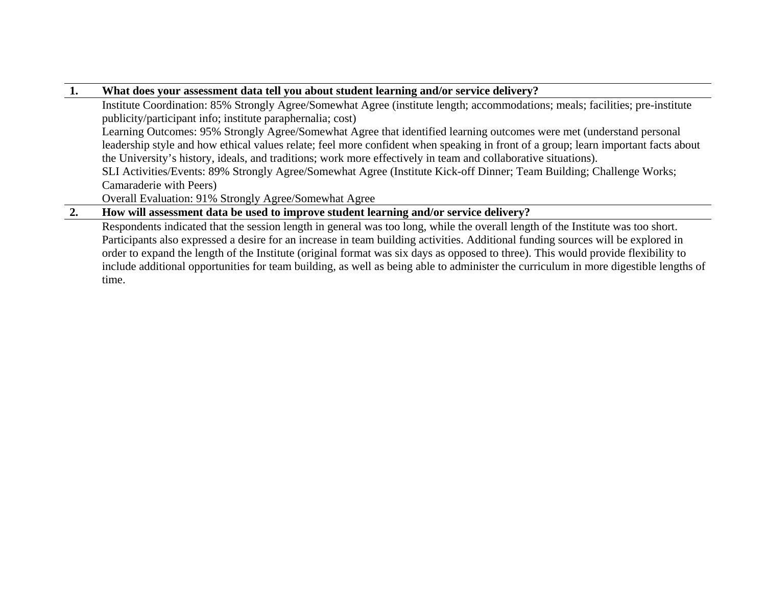| | |
|---|---|
| **1.** | **What does your assessment data tell you about student learning and/or service delivery?** |
| | Institute Coordination: 85% Strongly Agree/Somewhat Agree (institute length; accommodations; meals; facilities; pre-institute publicity/participant info; institute paraphernalia; cost)<br>Learning Outcomes: 95% Strongly Agree/Somewhat Agree that identified learning outcomes were met (understand personal leadership style and how ethical values relate; feel more confident when speaking in front of a group; learn important facts about the University's history, ideals, and traditions; work more effectively in team and collaborative situations).<br>SLI Activities/Events: 89% Strongly Agree/Somewhat Agree (Institute Kick-off Dinner; Team Building; Challenge Works; Camaraderie with Peers)<br>Overall Evaluation: 91% Strongly Agree/Somewhat Agree |
| **2.** | **How will assessment data be used to improve student learning and/or service delivery?** |
| | Respondents indicated that the session length in general was too long, while the overall length of the Institute was too short. Participants also expressed a desire for an increase in team building activities. Additional funding sources will be explored in order to expand the length of the Institute (original format was six days as opposed to three). This would provide flexibility to include additional opportunities for team building, as well as being able to administer the curriculum in more digestible lengths of time. |